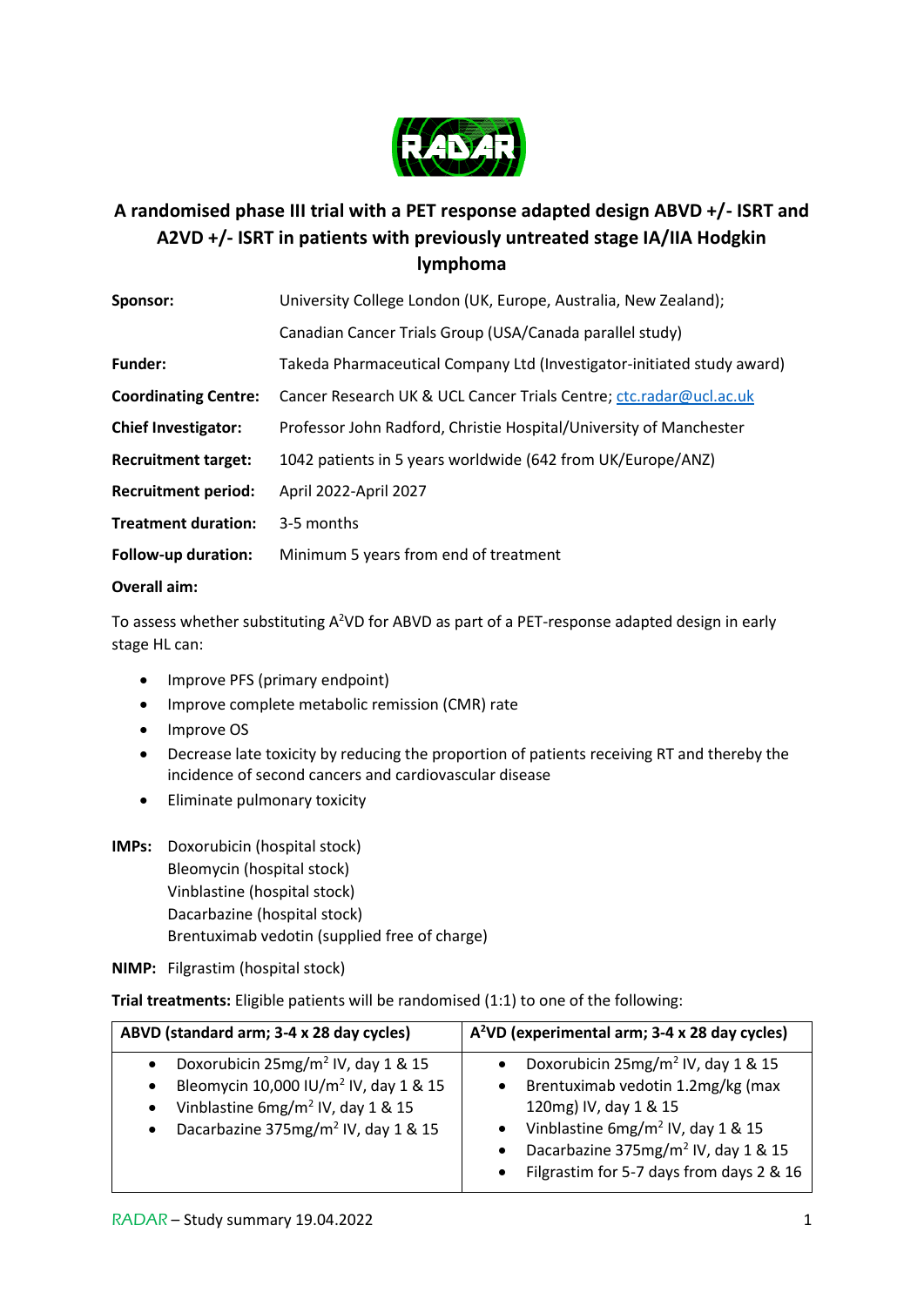RADAR

# A randomised phase III trial with a PET response adapted design ABVD +/- ISRT and A2VD +/- ISRT in patients with previously untreated stage IA/IIA Hodgkin lymphoma

| | |
|---|---|
| **Sponsor:** | University College London (UK, Europe, Australia, New Zealand); |
| | Canadian Cancer Trials Group (USA/Canada parallel study) |
| **Funder:** | Takeda Pharmaceutical Company Ltd (Investigator-initiated study award) |
| **Coordinating Centre:** | Cancer Research UK & UCL Cancer Trials Centre; ctc.radar@ucl.ac.uk |
| **Chief Investigator:** | Professor John Radford, Christie Hospital/University of Manchester |
| **Recruitment target:** | 1042 patients in 5 years worldwide (642 from UK/Europe/ANZ) |
| **Recruitment period:** | April 2022-April 2027 |
| **Treatment duration:** | 3-5 months |
| **Follow-up duration:** | Minimum 5 years from end of treatment |

**Overall aim:**

To assess whether substituting A$^2$VD for ABVD as part of a PET-response adapted design in early stage HL can:

- Improve PFS (primary endpoint)
- Improve complete metabolic remission (CMR) rate
- Improve OS
- Decrease late toxicity by reducing the proportion of patients receiving RT and thereby the incidence of second cancers and cardiovascular disease
- Eliminate pulmonary toxicity

**IMPs:** Doxorubicin (hospital stock)
Bleomycin (hospital stock)
Vinblastine (hospital stock)
Dacarbazine (hospital stock)
Brentuximab vedotin (supplied free of charge)

**NIMP:** Filgrastim (hospital stock)

**Trial treatments:** Eligible patients will be randomised (1:1) to one of the following:

| ABVD (standard arm; 3-4 x 28 day cycles) | A$^2$VD (experimental arm; 3-4 x 28 day cycles) |
|---|---|
| • Doxorubicin 25mg/m$^2$ IV, day 1 & 15<br>• Bleomycin 10,000 IU/m$^2$ IV, day 1 & 15<br>• Vinblastine 6mg/m$^2$ IV, day 1 & 15<br>• Dacarbazine 375mg/m$^2$ IV, day 1 & 15 | • Doxorubicin 25mg/m$^2$ IV, day 1 & 15<br>• Brentuximab vedotin 1.2mg/kg (max 120mg) IV, day 1 & 15<br>• Vinblastine 6mg/m$^2$ IV, day 1 & 15<br>• Dacarbazine 375mg/m$^2$ IV, day 1 & 15<br>• Filgrastim for 5-7 days from days 2 & 16 |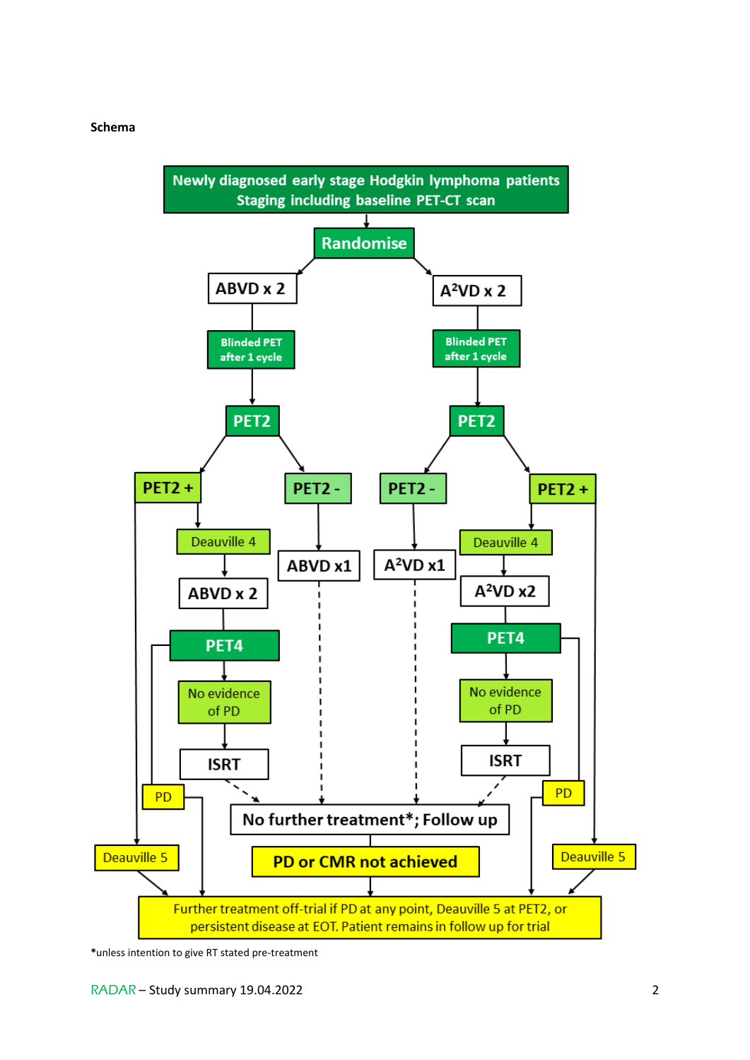**Schema**

Newly diagnosed early stage Hodgkin lymphoma patients
Staging including baseline PET-CT scan

Randomise

ABVD x 2

$A^2VD$ x 2

Blinded PET after 1 cycle

Blinded PET after 1 cycle

PET2

PET2

PET2 +

PET2 -

PET2 -

PET2 +

Deauville 4

ABVD x1

$A^2VD$ x1

Deauville 4

ABVD x 2

$A^2VD$ x2

PET4

PET4

No evidence of PD

No evidence of PD

ISRT

ISRT

PD

PD

No further treatment*; Follow up

Deauville 5

PD or CMR not achieved

Deauville 5

Further treatment off-trial if PD at any point, Deauville 5 at PET2, or persistent disease at EOT. Patient remains in follow up for trial

*unless intention to give RT stated pre-treatment

RADAR – Study summary 19.04.2022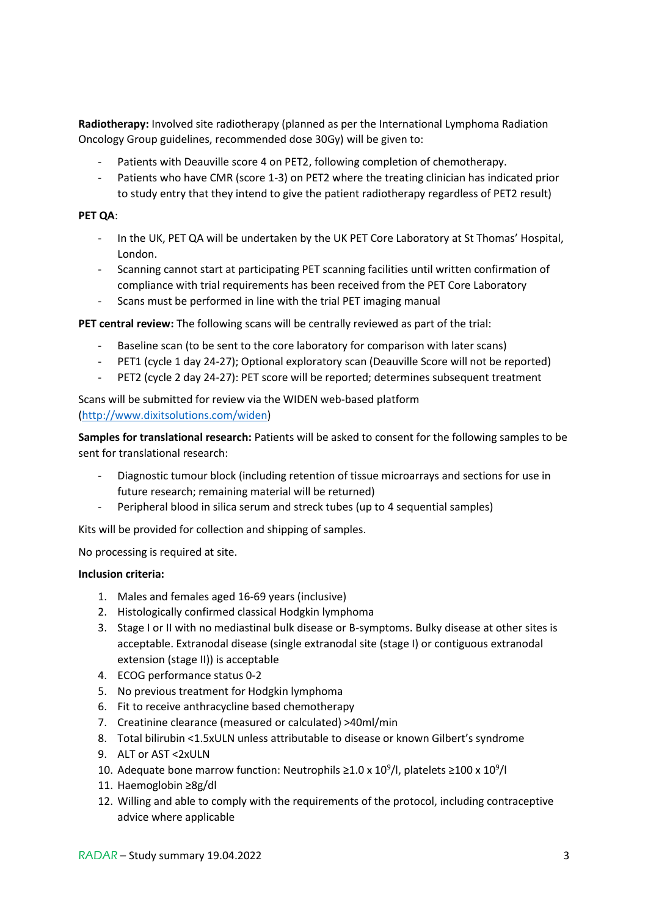**Radiotherapy:** Involved site radiotherapy (planned as per the International Lymphoma Radiation Oncology Group guidelines, recommended dose 30Gy) will be given to:

- Patients with Deauville score 4 on PET2, following completion of chemotherapy.
- Patients who have CMR (score 1-3) on PET2 where the treating clinician has indicated prior to study entry that they intend to give the patient radiotherapy regardless of PET2 result)

**PET QA**:

- In the UK, PET QA will be undertaken by the UK PET Core Laboratory at St Thomas' Hospital, London.
- Scanning cannot start at participating PET scanning facilities until written confirmation of compliance with trial requirements has been received from the PET Core Laboratory
- Scans must be performed in line with the trial PET imaging manual

**PET central review:** The following scans will be centrally reviewed as part of the trial:

- Baseline scan (to be sent to the core laboratory for comparison with later scans)
- PET1 (cycle 1 day 24-27); Optional exploratory scan (Deauville Score will not be reported)
- PET2 (cycle 2 day 24-27): PET score will be reported; determines subsequent treatment

Scans will be submitted for review via the WIDEN web-based platform (http://www.dixitsolutions.com/widen)

**Samples for translational research:** Patients will be asked to consent for the following samples to be sent for translational research:

- Diagnostic tumour block (including retention of tissue microarrays and sections for use in future research; remaining material will be returned)
- Peripheral blood in silica serum and streck tubes (up to 4 sequential samples)

Kits will be provided for collection and shipping of samples.

No processing is required at site.

**Inclusion criteria:**

1. Males and females aged 16-69 years (inclusive)
2. Histologically confirmed classical Hodgkin lymphoma
3. Stage I or II with no mediastinal bulk disease or B-symptoms. Bulky disease at other sites is acceptable. Extranodal disease (single extranodal site (stage I) or contiguous extranodal extension (stage II)) is acceptable
4. ECOG performance status 0-2
5. No previous treatment for Hodgkin lymphoma
6. Fit to receive anthracycline based chemotherapy
7. Creatinine clearance (measured or calculated) >40ml/min
8. Total bilirubin <1.5xULN unless attributable to disease or known Gilbert's syndrome
9. ALT or AST <2xULN
10. Adequate bone marrow function: Neutrophils ≥1.0 x $10^9$/l, platelets ≥100 x $10^9$/l
11. Haemoglobin ≥8g/dl
12. Willing and able to comply with the requirements of the protocol, including contraceptive advice where applicable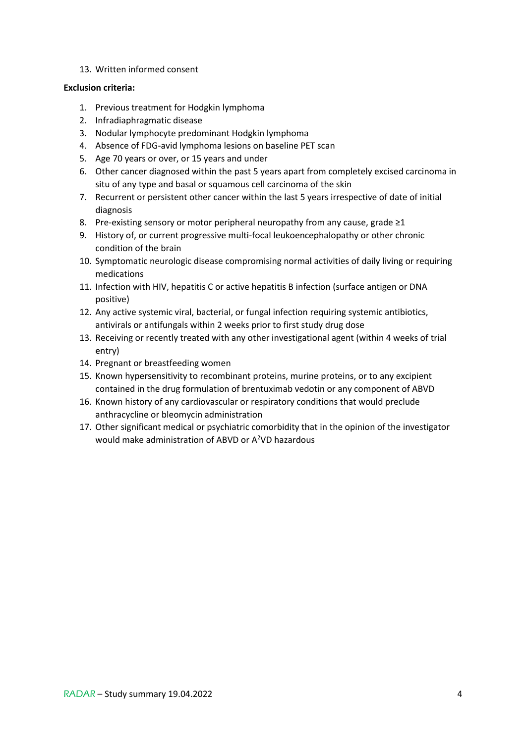13. Written informed consent

**Exclusion criteria:**

1. Previous treatment for Hodgkin lymphoma
2. Infradiaphragmatic disease
3. Nodular lymphocyte predominant Hodgkin lymphoma
4. Absence of FDG-avid lymphoma lesions on baseline PET scan
5. Age 70 years or over, or 15 years and under
6. Other cancer diagnosed within the past 5 years apart from completely excised carcinoma in situ of any type and basal or squamous cell carcinoma of the skin
7. Recurrent or persistent other cancer within the last 5 years irrespective of date of initial diagnosis
8. Pre-existing sensory or motor peripheral neuropathy from any cause, grade ≥1
9. History of, or current progressive multi-focal leukoencephalopathy or other chronic condition of the brain
10. Symptomatic neurologic disease compromising normal activities of daily living or requiring medications
11. Infection with HIV, hepatitis C or active hepatitis B infection (surface antigen or DNA positive)
12. Any active systemic viral, bacterial, or fungal infection requiring systemic antibiotics, antivirals or antifungals within 2 weeks prior to first study drug dose
13. Receiving or recently treated with any other investigational agent (within 4 weeks of trial entry)
14. Pregnant or breastfeeding women
15. Known hypersensitivity to recombinant proteins, murine proteins, or to any excipient contained in the drug formulation of brentuximab vedotin or any component of ABVD
16. Known history of any cardiovascular or respiratory conditions that would preclude anthracycline or bleomycin administration
17. Other significant medical or psychiatric comorbidity that in the opinion of the investigator would make administration of ABVD or $A^2$VD hazardous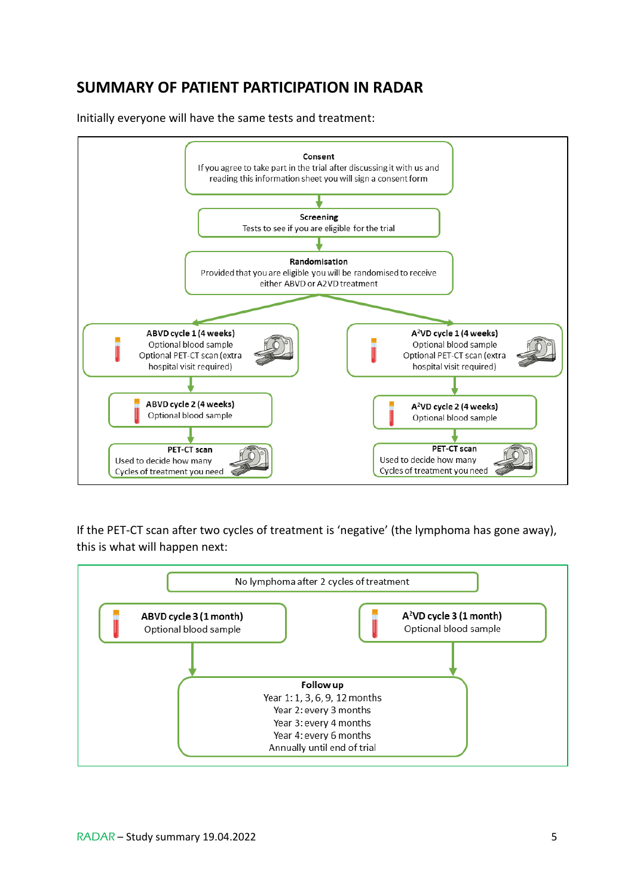## SUMMARY OF PATIENT PARTICIPATION IN RADAR

Initially everyone will have the same tests and treatment:

**Consent**
If you agree to take part in the trial after discussing it with us and reading this information sheet you will sign a consent form

**Screening**
Tests to see if you are eligible for the trial

**Randomisation**
Provided that you are eligible you will be randomised to receive either ABVD or A2VD treatment

**ABVD cycle 1 (4 weeks)**
Optional blood sample
Optional PET-CT scan (extra hospital visit required)

**ABVD cycle 2 (4 weeks)**
Optional blood sample

**PET-CT scan**
Used to decide how many Cycles of treatment you need

**A²VD cycle 1 (4 weeks)**
Optional blood sample
Optional PET-CT scan (extra hospital visit required)

**A²VD cycle 2 (4 weeks)**
Optional blood sample

**PET-CT scan**
Used to decide how many Cycles of treatment you need

If the PET-CT scan after two cycles of treatment is 'negative' (the lymphoma has gone away), this is what will happen next:

No lymphoma after 2 cycles of treatment

**ABVD cycle 3 (1 month)**
Optional blood sample

**A²VD cycle 3 (1 month)**
Optional blood sample

**Follow up**
Year 1: 1, 3, 6, 9, 12 months
Year 2: every 3 months
Year 3: every 4 months
Year 4: every 6 months
Annually until end of trial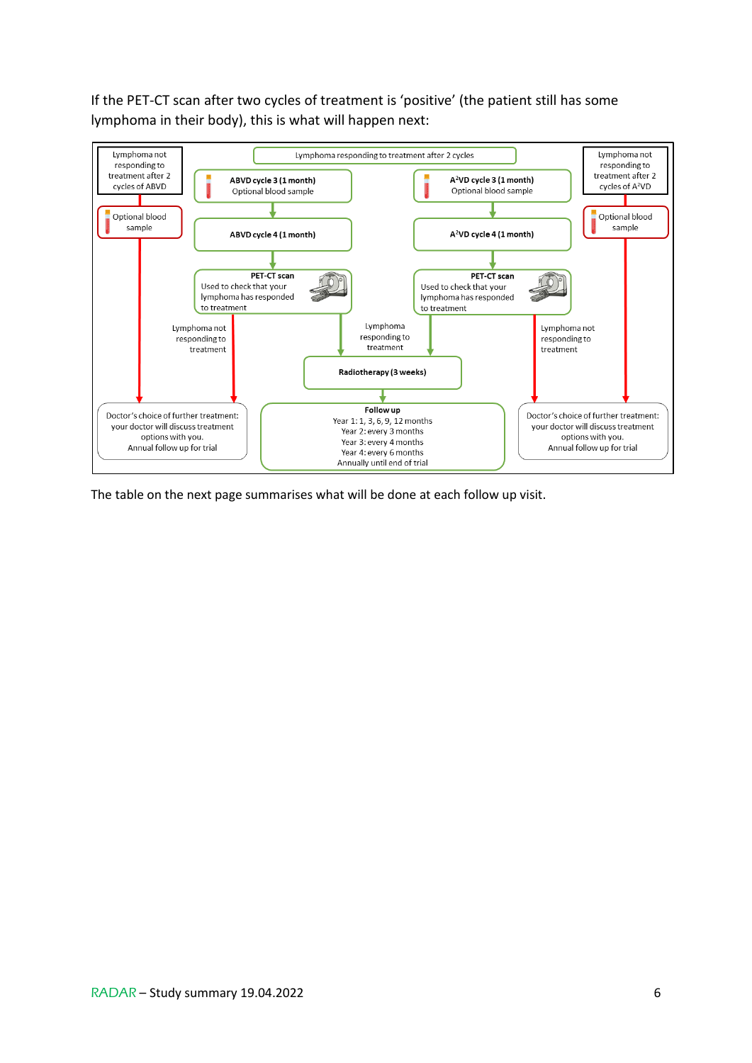If the PET-CT scan after two cycles of treatment is 'positive' (the patient still has some lymphoma in their body), this is what will happen next:

Lymphoma responding to treatment after 2 cycles

**Left pathway (ABVD):**

- Lymphoma not responding to treatment after 2 cycles of ABVD
  - Optional blood sample
  - Doctor's choice of further treatment: your doctor will discuss treatment options with you. Annual follow up for trial
- **ABVD cycle 3 (1 month)** – Optional blood sample
- **ABVD cycle 4 (1 month)**
- **PET-CT scan** – Used to check that your lymphoma has responded to treatment
  - Lymphoma not responding to treatment → Doctor's choice of further treatment: your doctor will discuss treatment options with you. Annual follow up for trial
  - Lymphoma responding to treatment → Radiotherapy (3 weeks)

**Right pathway (A²VD):**

- Lymphoma not responding to treatment after 2 cycles of A²VD
  - Optional blood sample
  - Doctor's choice of further treatment: your doctor will discuss treatment options with you. Annual follow up for trial
- **A²VD cycle 3 (1 month)** – Optional blood sample
- **A²VD cycle 4 (1 month)**
- **PET-CT scan** – Used to check that your lymphoma has responded to treatment
  - Lymphoma not responding to treatment → Doctor's choice of further treatment: your doctor will discuss treatment options with you. Annual follow up for trial
  - Lymphoma responding to treatment → Radiotherapy (3 weeks)

**Radiotherapy (3 weeks)**

**Follow up**
Year 1: 1, 3, 6, 9, 12 months
Year 2: every 3 months
Year 3: every 4 months
Year 4: every 6 months
Annually until end of trial

The table on the next page summarises what will be done at each follow up visit.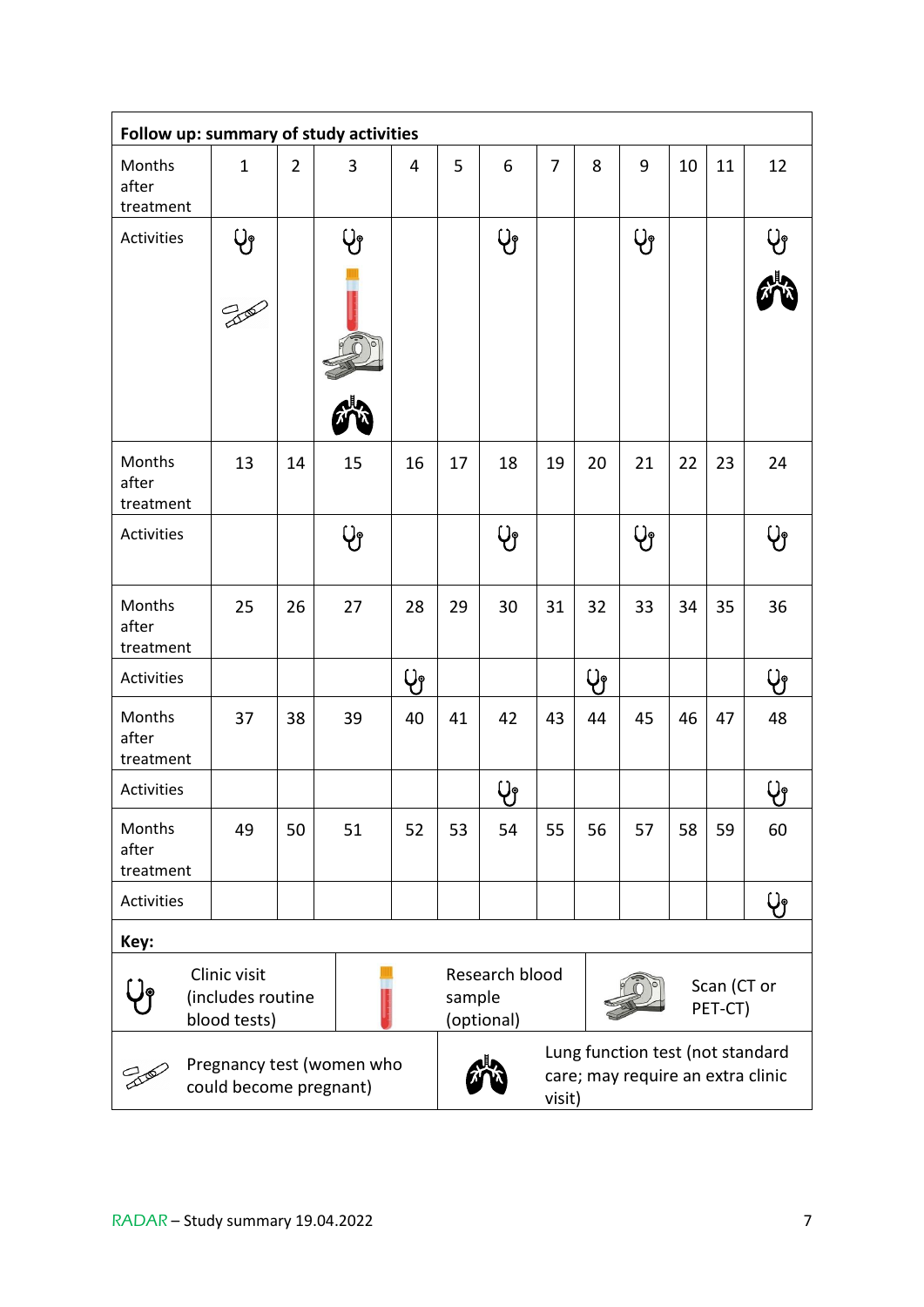| Follow up: summary of study activities | | | | | | | | | | | | |
|---|---|---|---|---|---|---|---|---|---|---|---|---|
| Months after treatment | 1 | 2 | 3 | 4 | 5 | 6 | 7 | 8 | 9 | 10 | 11 | 12 |
| Activities | Clinic visit, Pregnancy test | | Clinic visit, Research blood sample, Scan, Lung function test | | | Clinic visit | | | Clinic visit | | | Clinic visit, Lung function test |
| Months after treatment | 13 | 14 | 15 | 16 | 17 | 18 | 19 | 20 | 21 | 22 | 23 | 24 |
| Activities | | | Clinic visit | | | Clinic visit | | | Clinic visit | | | Clinic visit |
| Months after treatment | 25 | 26 | 27 | 28 | 29 | 30 | 31 | 32 | 33 | 34 | 35 | 36 |
| Activities | | | | Clinic visit | | | | Clinic visit | | | | Clinic visit |
| Months after treatment | 37 | 38 | 39 | 40 | 41 | 42 | 43 | 44 | 45 | 46 | 47 | 48 |
| Activities | | | | | | Clinic visit | | | | | | Clinic visit |
| Months after treatment | 49 | 50 | 51 | 52 | 53 | 54 | 55 | 56 | 57 | 58 | 59 | 60 |
| Activities | | | | | | | | | | | | Clinic visit |

**Key:**

| | |
|---|---|
| Clinic visit (includes routine blood tests) | Research blood sample (optional) |
| Scan (CT or PET-CT) | Pregnancy test (women who could become pregnant) |
| Lung function test (not standard care; may require an extra clinic visit) | |